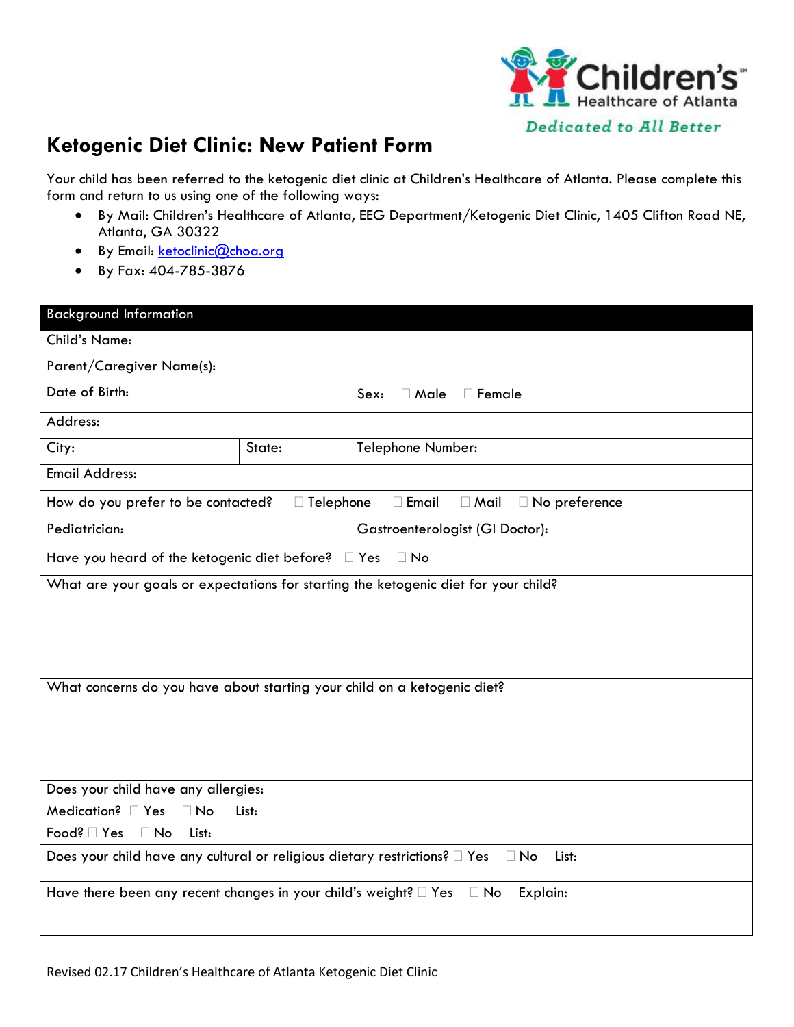Children's Healthcare of Atlanta

*Dedicated to All Better*

# Ketogenic Diet Clinic: New Patient Form

Your child has been referred to the ketogenic diet clinic at Children's Healthcare of Atlanta. Please complete this form and return to us using one of the following ways:

- By Mail: Children's Healthcare of Atlanta, EEG Department/Ketogenic Diet Clinic, 1405 Clifton Road NE, Atlanta, GA 30322
- By Email: ketoclinic@choa.org
- By Fax: 404-785-3876

| Background Information | | |
|---|---|---|
| Child's Name: | | |
| Parent/Caregiver Name(s): | | |
| Date of Birth: | | Sex: ☐ Male ☐ Female |
| Address: | | |
| City: | State: | Telephone Number: |
| Email Address: | | |
| How do you prefer to be contacted? ☐ Telephone ☐ Email ☐ Mail ☐ No preference | | |
| Pediatrician: | | Gastroenterologist (GI Doctor): |
| Have you heard of the ketogenic diet before? ☐ Yes ☐ No | | |
| What are your goals or expectations for starting the ketogenic diet for your child? | | |
| What concerns do you have about starting your child on a ketogenic diet? | | |
| Does your child have any allergies:<br>Medication? ☐ Yes ☐ No List:<br>Food? ☐ Yes ☐ No List: | | |
| Does your child have any cultural or religious dietary restrictions? ☐ Yes ☐ No List: | | |
| Have there been any recent changes in your child's weight? ☐ Yes ☐ No Explain: | | |

Revised 02.17 Children's Healthcare of Atlanta Ketogenic Diet Clinic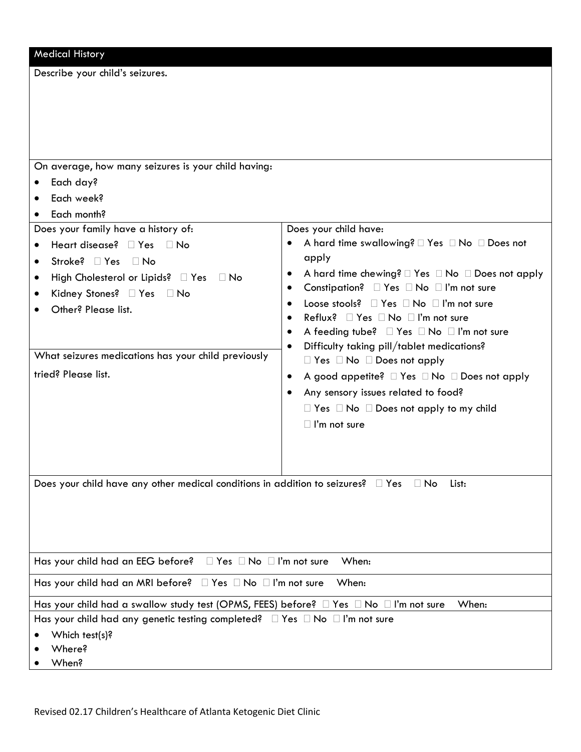## Medical History

Describe your child's seizures.

On average, how many seizures is your child having:

- Each day?
- Each week?
- Each month?

Does your family have a history of:

- Heart disease? ☐ Yes ☐ No
- Stroke? ☐ Yes ☐ No
- High Cholesterol or Lipids? ☐ Yes ☐ No
- Kidney Stones? ☐ Yes ☐ No
- Other? Please list.

What seizures medications has your child previously tried? Please list.

Does your child have:

- A hard time swallowing? ☐ Yes ☐ No ☐ Does not apply
- A hard time chewing? ☐ Yes ☐ No ☐ Does not apply
- Constipation? ☐ Yes ☐ No ☐ I'm not sure
- Loose stools? ☐ Yes ☐ No ☐ I'm not sure
- Reflux? ☐ Yes ☐ No ☐ I'm not sure
- A feeding tube? ☐ Yes ☐ No ☐ I'm not sure
- Difficulty taking pill/tablet medications? ☐ Yes ☐ No ☐ Does not apply
- A good appetite? ☐ Yes ☐ No ☐ Does not apply
- Any sensory issues related to food? ☐ Yes ☐ No ☐ Does not apply to my child ☐ I'm not sure

Does your child have any other medical conditions in addition to seizures? ☐ Yes ☐ No List:

Has your child had an EEG before? ☐ Yes ☐ No ☐ I'm not sure When:

Has your child had an MRI before? ☐ Yes ☐ No ☐ I'm not sure When:

Has your child had a swallow study test (OPMS, FEES) before? ☐ Yes ☐ No ☐ I'm not sure When:

Has your child had any genetic testing completed? ☐ Yes ☐ No ☐ I'm not sure

- Which test(s)?
- Where?
- When?

Revised 02.17 Children's Healthcare of Atlanta Ketogenic Diet Clinic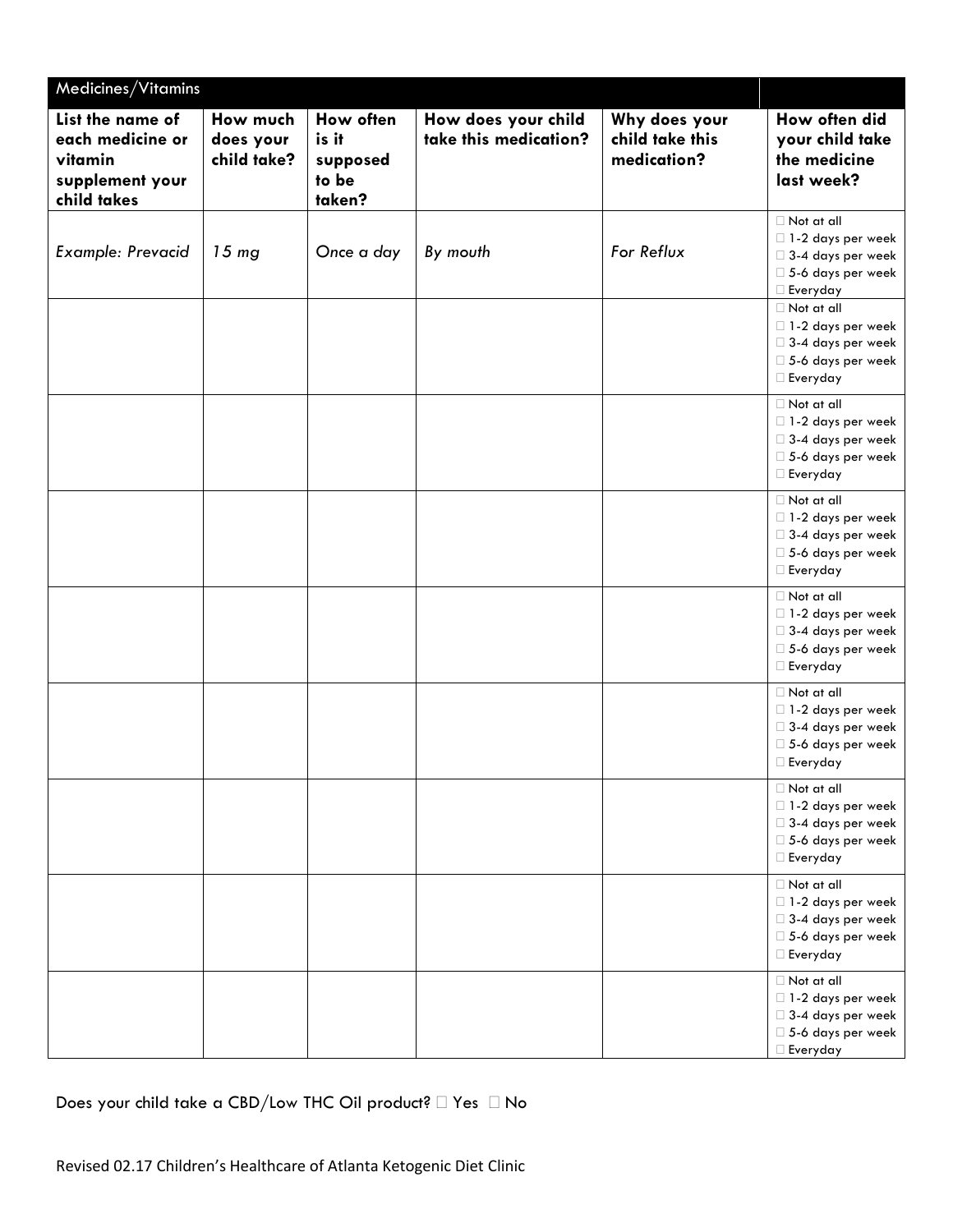| Medicines/Vitamins | | | | | |
|---|---|---|---|---|---|
| **List the name of each medicine or vitamin supplement your child takes** | **How much does your child take?** | **How often is it supposed to be taken?** | **How does your child take this medication?** | **Why does your child take this medication?** | **How often did your child take the medicine last week?** |
| *Example: Prevacid* | *15 mg* | *Once a day* | *By mouth* | *For Reflux* | ☐ Not at all<br>☐ 1-2 days per week<br>☐ 3-4 days per week<br>☐ 5-6 days per week<br>☐ Everyday |
| | | | | | ☐ Not at all<br>☐ 1-2 days per week<br>☐ 3-4 days per week<br>☐ 5-6 days per week<br>☐ Everyday |
| | | | | | ☐ Not at all<br>☐ 1-2 days per week<br>☐ 3-4 days per week<br>☐ 5-6 days per week<br>☐ Everyday |
| | | | | | ☐ Not at all<br>☐ 1-2 days per week<br>☐ 3-4 days per week<br>☐ 5-6 days per week<br>☐ Everyday |
| | | | | | ☐ Not at all<br>☐ 1-2 days per week<br>☐ 3-4 days per week<br>☐ 5-6 days per week<br>☐ Everyday |
| | | | | | ☐ Not at all<br>☐ 1-2 days per week<br>☐ 3-4 days per week<br>☐ 5-6 days per week<br>☐ Everyday |
| | | | | | ☐ Not at all<br>☐ 1-2 days per week<br>☐ 3-4 days per week<br>☐ 5-6 days per week<br>☐ Everyday |
| | | | | | ☐ Not at all<br>☐ 1-2 days per week<br>☐ 3-4 days per week<br>☐ 5-6 days per week<br>☐ Everyday |
| | | | | | ☐ Not at all<br>☐ 1-2 days per week<br>☐ 3-4 days per week<br>☐ 5-6 days per week<br>☐ Everyday |

Does your child take a CBD/Low THC Oil product? ☐ Yes ☐ No

Revised 02.17 Children's Healthcare of Atlanta Ketogenic Diet Clinic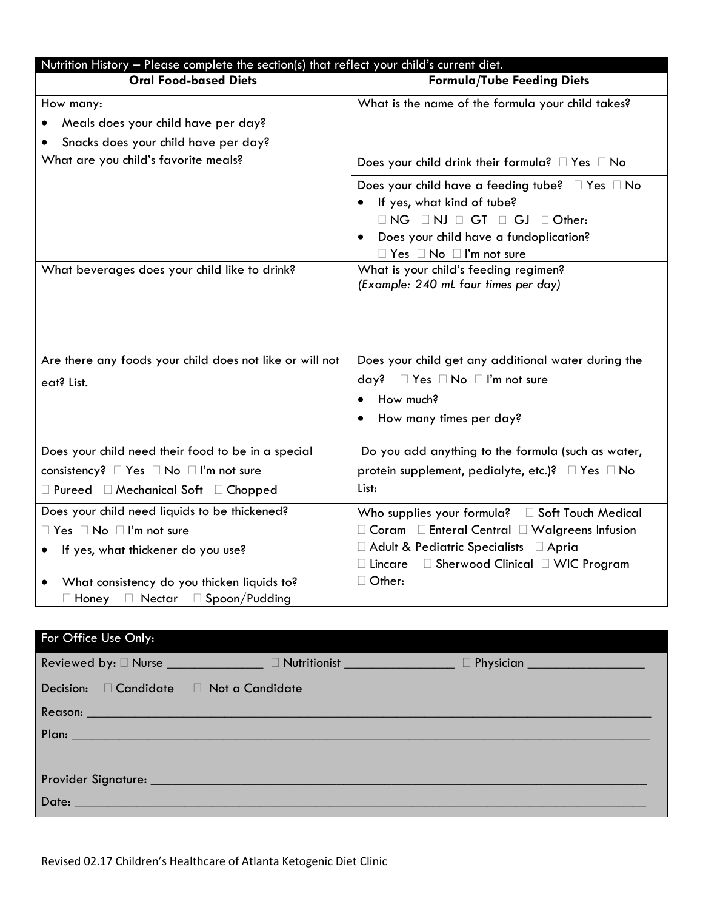| Nutrition History – Please complete the section(s) that reflect your child's current diet. | |
|---|---|
| **Oral Food-based Diets** | **Formula/Tube Feeding Diets** |
| How many:<br>• Meals does your child have per day?<br>• Snacks does your child have per day? | What is the name of the formula your child takes? |
| What are you child's favorite meals? | Does your child drink their formula? ☐ Yes ☐ No |
| | Does your child have a feeding tube? ☐ Yes ☐ No<br>• If yes, what kind of tube?<br>☐ NG ☐ NJ ☐ GT ☐ GJ ☐ Other:<br>• Does your child have a fundoplication?<br>☐ Yes ☐ No ☐ I'm not sure |
| What beverages does your child like to drink? | What is your child's feeding regimen?<br>*(Example: 240 mL four times per day)* |
| Are there any foods your child does not like or will not eat? List. | Does your child get any additional water during the day? ☐ Yes ☐ No ☐ I'm not sure<br>• How much?<br>• How many times per day? |
| Does your child need their food to be in a special consistency? ☐ Yes ☐ No ☐ I'm not sure<br>☐ Pureed ☐ Mechanical Soft ☐ Chopped | Do you add anything to the formula (such as water, protein supplement, pedialyte, etc.)? ☐ Yes ☐ No<br>List: |
| Does your child need liquids to be thickened?<br>☐ Yes ☐ No ☐ I'm not sure<br>• If yes, what thickener do you use?<br>• What consistency do you thicken liquids to?<br>☐ Honey ☐ Nectar ☐ Spoon/Pudding | Who supplies your formula? ☐ Soft Touch Medical<br>☐ Coram ☐ Enteral Central ☐ Walgreens Infusion<br>☐ Adult & Pediatric Specialists ☐ Apria<br>☐ Lincare ☐ Sherwood Clinical ☐ WIC Program<br>☐ Other: |

| For Office Use Only: |
|---|
| Reviewed by: ☐ Nurse ______________ ☐ Nutritionist ________________ ☐ Physician _________________ |
| Decision: ☐ Candidate ☐ Not a Candidate |
| Reason: ______________________________________________ |
| Plan: ______________________________________________ |
| Provider Signature: ______________________________________________ |
| Date: ______________________________________________ |

Revised 02.17 Children's Healthcare of Atlanta Ketogenic Diet Clinic